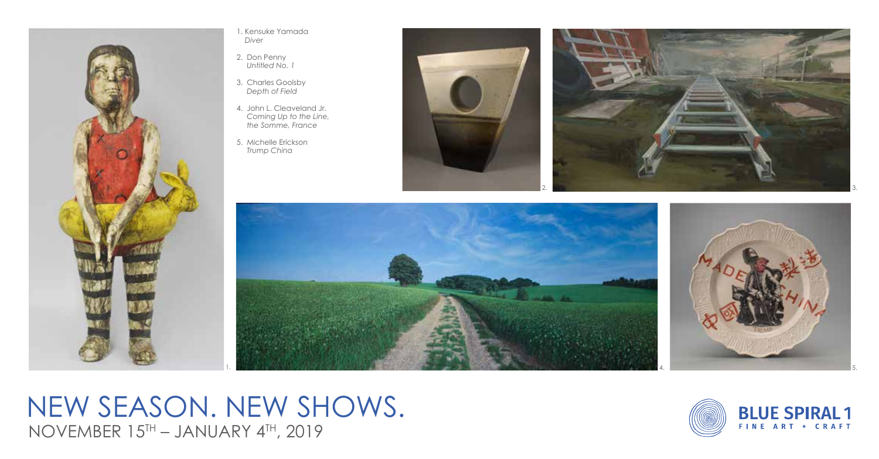1. Kensuke Yamada
   *Diver*
2. Don Penny
   *Untitled No. 1*
3. Charles Goolsby
   *Depth of Field*
4. John L. Cleaveland Jr.
   *Coming Up to the Line, the Somme, France*
5. Michelle Erickson
   *Trump China*

# NEW SEASON. NEW SHOWS.

NOVEMBER 15TH – JANUARY 4TH, 2019

BLUE SPIRAL 1
FINE ART + CRAFT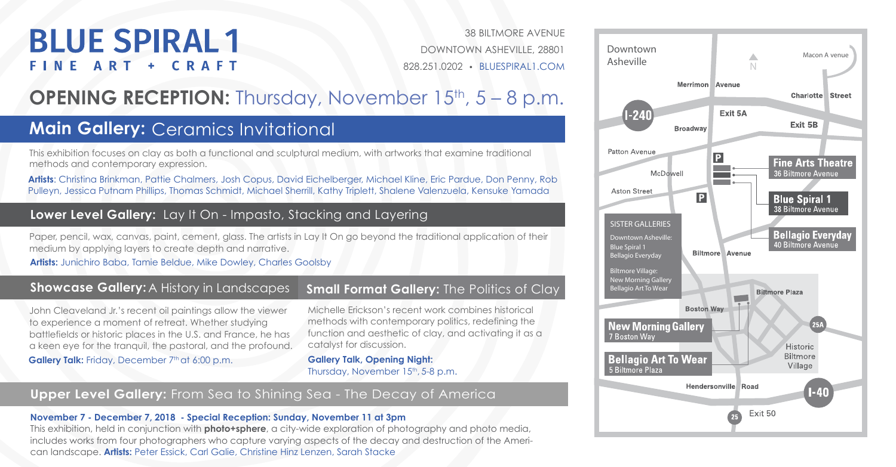# BLUE SPIRAL 1

FINE ART + CRAFT

38 BILTMORE AVENUE
DOWNTOWN ASHEVILLE, 28801
828.251.0202 • BLUESPIRAL1.COM

## OPENING RECEPTION: Thursday, November 15th, 5 – 8 p.m.

## Main Gallery: Ceramics Invitational

This exhibition focuses on clay as both a functional and sculptural medium, with artworks that examine traditional methods and contemporary expression.

**Artists**: Christina Brinkman, Pattie Chalmers, Josh Copus, David Eichelberger, Michael Kline, Eric Pardue, Don Penny, Rob Pulleyn, Jessica Putnam Phillips, Thomas Schmidt, Michael Sherrill, Kathy Triplett, Shalene Valenzuela, Kensuke Yamada

## Lower Level Gallery: Lay It On - Impasto, Stacking and Layering

Paper, pencil, wax, canvas, paint, cement, glass. The artists in Lay It On go beyond the traditional application of their medium by applying layers to create depth and narrative.

**Artists:** Junichiro Baba, Tamie Beldue, Mike Dowley, Charles Goolsby

## Showcase Gallery: A History in Landscapes

John Cleaveland Jr.'s recent oil paintings allow the viewer to experience a moment of retreat. Whether studying battlefields or historic places in the U.S. and France, he has a keen eye for the tranquil, the pastoral, and the profound.

**Gallery Talk:** Friday, December 7th at 6:00 p.m.

## Small Format Gallery: The Politics of Clay

Michelle Erickson's recent work combines historical methods with contemporary politics, redefining the function and aesthetic of clay, and activating it as a catalyst for discussion.

**Gallery Talk, Opening Night:**
Thursday, November 15th, 5-8 p.m.

## Upper Level Gallery: From Sea to Shining Sea - The Decay of America

**November 7 - December 7, 2018 - Special Reception: Sunday, November 11 at 3pm**

This exhibition, held in conjunction with **photo+sphere**, a city-wide exploration of photography and photo media, includes works from four photographers who capture varying aspects of the decay and destruction of the American landscape. **Artists:** Peter Essick, Carl Galie, Christine Hinz Lenzen, Sarah Stacke

Downtown Asheville

Merrimon Avenue · Macon Avenue · Charlotte Street · I-240 · Exit 5A · Exit 5B · Broadway · Patton Avenue · McDowell · Aston Street · Biltmore Avenue · Biltmore Plaza · Boston Way · 25A · Hendersonville Road · I-40 · 25 · Exit 50 · Historic Biltmore Village

**Fine Arts Theatre** – 36 Biltmore Avenue
**Blue Spiral 1** – 38 Biltmore Avenue
**Bellagio Everyday** – 40 Biltmore Avenue
**New Morning Gallery** – 7 Boston Way
**Bellagio Art To Wear** – 5 Biltmore Plaza

SISTER GALLERIES
Downtown Asheville:
Blue Spiral 1
Bellagio Everyday
Biltmore Village:
New Morning Gallery
Bellagio Art To Wear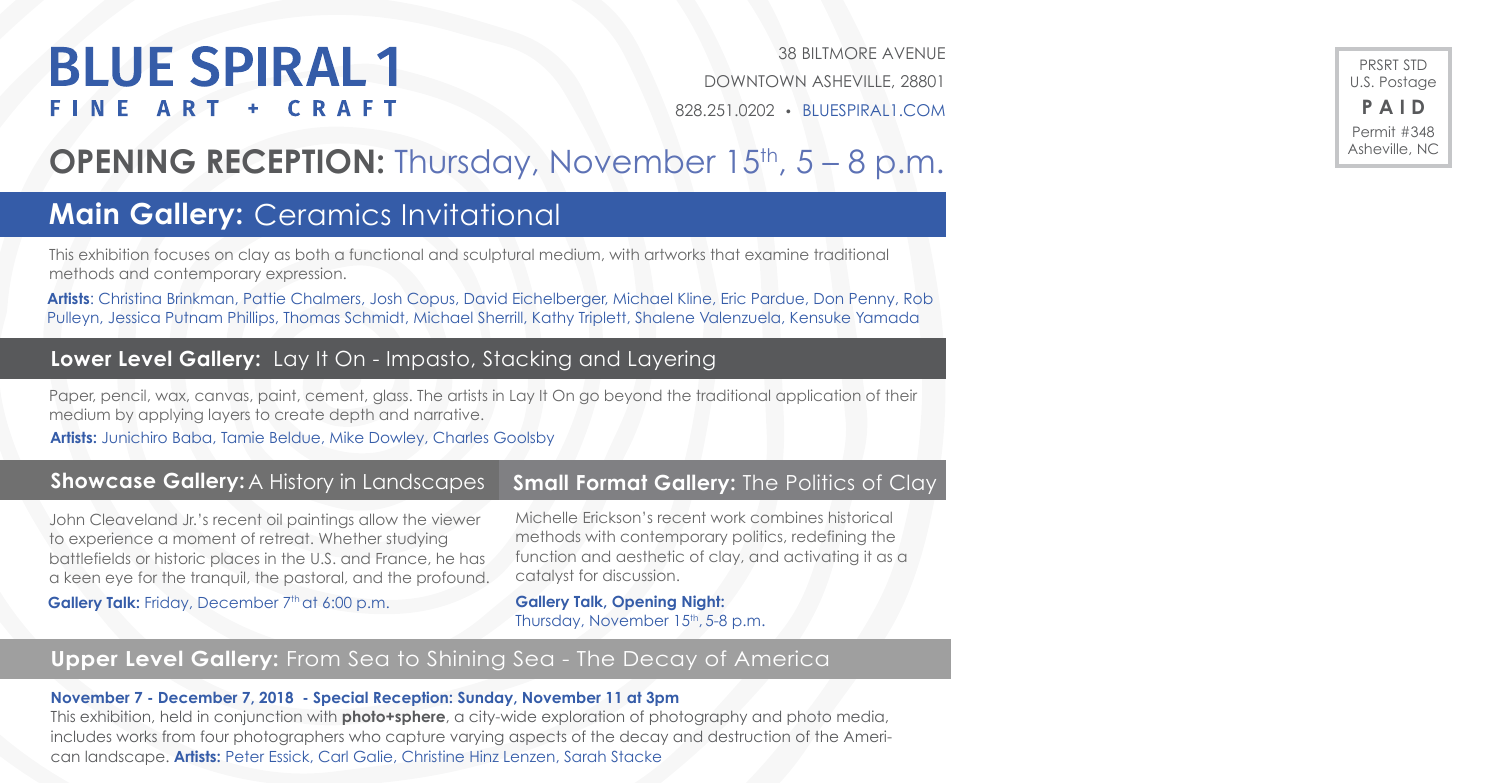# BLUE SPIRAL 1

FINE ART + CRAFT

38 BILTMORE AVENUE
DOWNTOWN ASHEVILLE, 28801
828.251.0202 • BLUESPIRAL1.COM

PRSRT STD
U.S. Postage
**PAID**
Permit #348
Asheville, NC

## OPENING RECEPTION: Thursday, November 15th, 5 – 8 p.m.

### Main Gallery: Ceramics Invitational

This exhibition focuses on clay as both a functional and sculptural medium, with artworks that examine traditional methods and contemporary expression.

**Artists**: Christina Brinkman, Pattie Chalmers, Josh Copus, David Eichelberger, Michael Kline, Eric Pardue, Don Penny, Rob Pulleyn, Jessica Putnam Phillips, Thomas Schmidt, Michael Sherrill, Kathy Triplett, Shalene Valenzuela, Kensuke Yamada

### Lower Level Gallery: Lay It On - Impasto, Stacking and Layering

Paper, pencil, wax, canvas, paint, cement, glass. The artists in Lay It On go beyond the traditional application of their medium by applying layers to create depth and narrative.

**Artists:** Junichiro Baba, Tamie Beldue, Mike Dowley, Charles Goolsby

### Showcase Gallery: A History in Landscapes

John Cleaveland Jr.'s recent oil paintings allow the viewer to experience a moment of retreat. Whether studying battlefields or historic places in the U.S. and France, he has a keen eye for the tranquil, the pastoral, and the profound.

**Gallery Talk:** Friday, December 7th at 6:00 p.m.

### Small Format Gallery: The Politics of Clay

Michelle Erickson's recent work combines historical methods with contemporary politics, redefining the function and aesthetic of clay, and activating it as a catalyst for discussion.

**Gallery Talk, Opening Night:**
Thursday, November 15th, 5-8 p.m.

### Upper Level Gallery: From Sea to Shining Sea - The Decay of America

**November 7 - December 7, 2018 - Special Reception: Sunday, November 11 at 3pm**

This exhibition, held in conjunction with **photo+sphere**, a city-wide exploration of photography and photo media, includes works from four photographers who capture varying aspects of the decay and destruction of the American landscape. **Artists:** Peter Essick, Carl Galie, Christine Hinz Lenzen, Sarah Stacke